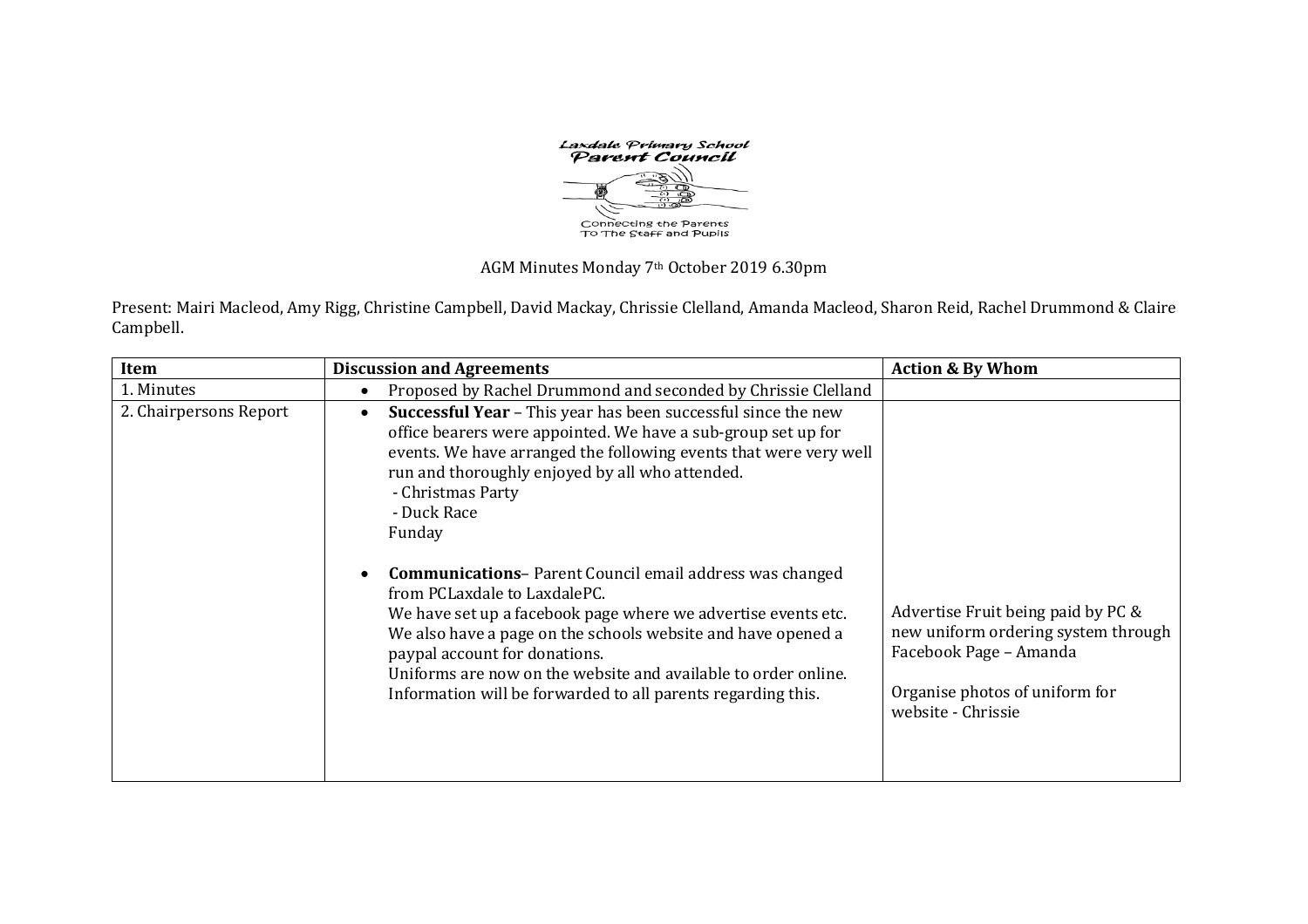Laxdale Primary School
Parent Council

Connecting the Parents
To The Staff and Pupils

AGM Minutes Monday 7th October 2019 6.30pm

Present: Mairi Macleod, Amy Rigg, Christine Campbell, David Mackay, Chrissie Clelland, Amanda Macleod, Sharon Reid, Rachel Drummond & Claire Campbell.

| Item | Discussion and Agreements | Action & By Whom |
| --- | --- | --- |
| 1. Minutes | • Proposed by Rachel Drummond and seconded by Chrissie Clelland | |
| 2. Chairpersons Report | • **Successful Year** – This year has been successful since the new office bearers were appointed. We have a sub-group set up for events. We have arranged the following events that were very well run and thoroughly enjoyed by all who attended.<br>- Christmas Party<br>- Duck Race<br>Funday<br><br>• **Communications**– Parent Council email address was changed from PCLaxdale to LaxdalePC.<br>We have set up a facebook page where we advertise events etc. We also have a page on the schools website and have opened a paypal account for donations.<br>Uniforms are now on the website and available to order online. Information will be forwarded to all parents regarding this. | Advertise Fruit being paid by PC & new uniform ordering system through Facebook Page – Amanda<br><br>Organise photos of uniform for website - Chrissie |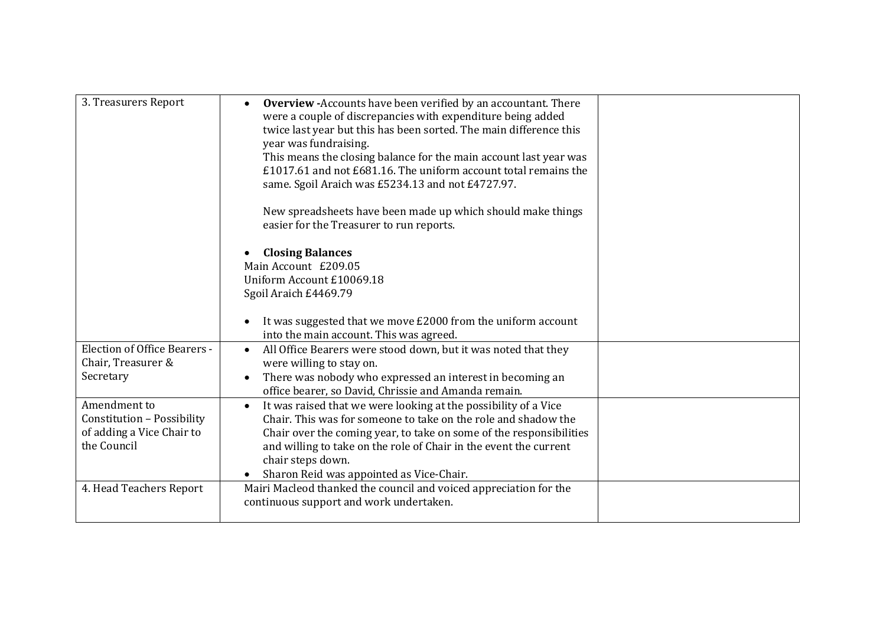| 3. Treasurers Report | • **Overview -**Accounts have been verified by an accountant. There were a couple of discrepancies with expenditure being added twice last year but this has been sorted. The main difference this year was fundraising.<br>This means the closing balance for the main account last year was £1017.61 and not £681.16. The uniform account total remains the same. Sgoil Araich was £5234.13 and not £4727.97.<br><br>New spreadsheets have been made up which should make things easier for the Treasurer to run reports.<br><br>• **Closing Balances**<br>Main Account £209.05<br>Uniform Account £10069.18<br>Sgoil Araich £4469.79<br><br>• It was suggested that we move £2000 from the uniform account into the main account. This was agreed. | |
|---|---|---|
| Election of Office Bearers - Chair, Treasurer & Secretary | • All Office Bearers were stood down, but it was noted that they were willing to stay on.<br>• There was nobody who expressed an interest in becoming an office bearer, so David, Chrissie and Amanda remain. | |
| Amendment to Constitution – Possibility of adding a Vice Chair to the Council | • It was raised that we were looking at the possibility of a Vice Chair. This was for someone to take on the role and shadow the Chair over the coming year, to take on some of the responsibilities and willing to take on the role of Chair in the event the current chair steps down.<br>• Sharon Reid was appointed as Vice-Chair. | |
| 4. Head Teachers Report | Mairi Macleod thanked the council and voiced appreciation for the continuous support and work undertaken. | |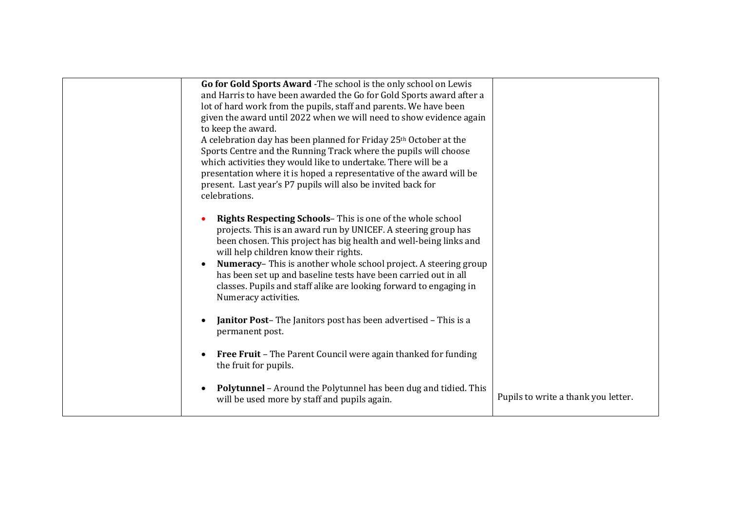| | | |
|---|---|---|
| | **Go for Gold Sports Award** -The school is the only school on Lewis and Harris to have been awarded the Go for Gold Sports award after a lot of hard work from the pupils, staff and parents. We have been given the award until 2022 when we will need to show evidence again to keep the award.<br>A celebration day has been planned for Friday 25th October at the Sports Centre and the Running Track where the pupils will choose which activities they would like to undertake. There will be a presentation where it is hoped a representative of the award will be present. Last year's P7 pupils will also be invited back for celebrations.<br><br>• **Rights Respecting Schools**– This is one of the whole school projects. This is an award run by UNICEF. A steering group has been chosen. This project has big health and well-being links and will help children know their rights.<br>• **Numeracy**– This is another whole school project. A steering group has been set up and baseline tests have been carried out in all classes. Pupils and staff alike are looking forward to engaging in Numeracy activities.<br><br>• **Janitor Post**– The Janitors post has been advertised – This is a permanent post.<br><br>• **Free Fruit** – The Parent Council were again thanked for funding the fruit for pupils.<br><br>• **Polytunnel** – Around the Polytunnel has been dug and tidied. This will be used more by staff and pupils again. | Pupils to write a thank you letter. |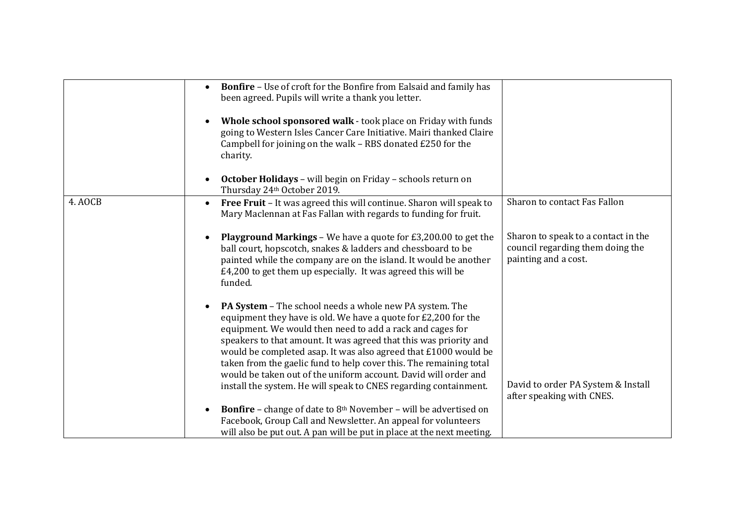| | | |
|---|---|---|
| | • **Bonfire** – Use of croft for the Bonfire from Ealsaid and family has been agreed. Pupils will write a thank you letter.<br><br>• **Whole school sponsored walk** - took place on Friday with funds going to Western Isles Cancer Care Initiative. Mairi thanked Claire Campbell for joining on the walk – RBS donated £250 for the charity.<br><br>• **October Holidays** – will begin on Friday – schools return on Thursday 24th October 2019. | |
| 4. AOCB | • **Free Fruit** – It was agreed this will continue. Sharon will speak to Mary Maclennan at Fas Fallan with regards to funding for fruit.<br><br>• **Playground Markings** – We have a quote for £3,200.00 to get the ball court, hopscotch, snakes & ladders and chessboard to be painted while the company are on the island. It would be another £4,200 to get them up especially. It was agreed this will be funded.<br><br>• **PA System** – The school needs a whole new PA system. The equipment they have is old. We have a quote for £2,200 for the equipment. We would then need to add a rack and cages for speakers to that amount. It was agreed that this was priority and would be completed asap. It was also agreed that £1000 would be taken from the gaelic fund to help cover this. The remaining total would be taken out of the uniform account. David will order and install the system. He will speak to CNES regarding containment.<br><br>• **Bonfire** – change of date to 8th November – will be advertised on Facebook, Group Call and Newsletter. An appeal for volunteers will also be put out. A pan will be put in place at the next meeting. | Sharon to contact Fas Fallon<br><br>Sharon to speak to a contact in the council regarding them doing the painting and a cost.<br><br>David to order PA System & Install after speaking with CNES. |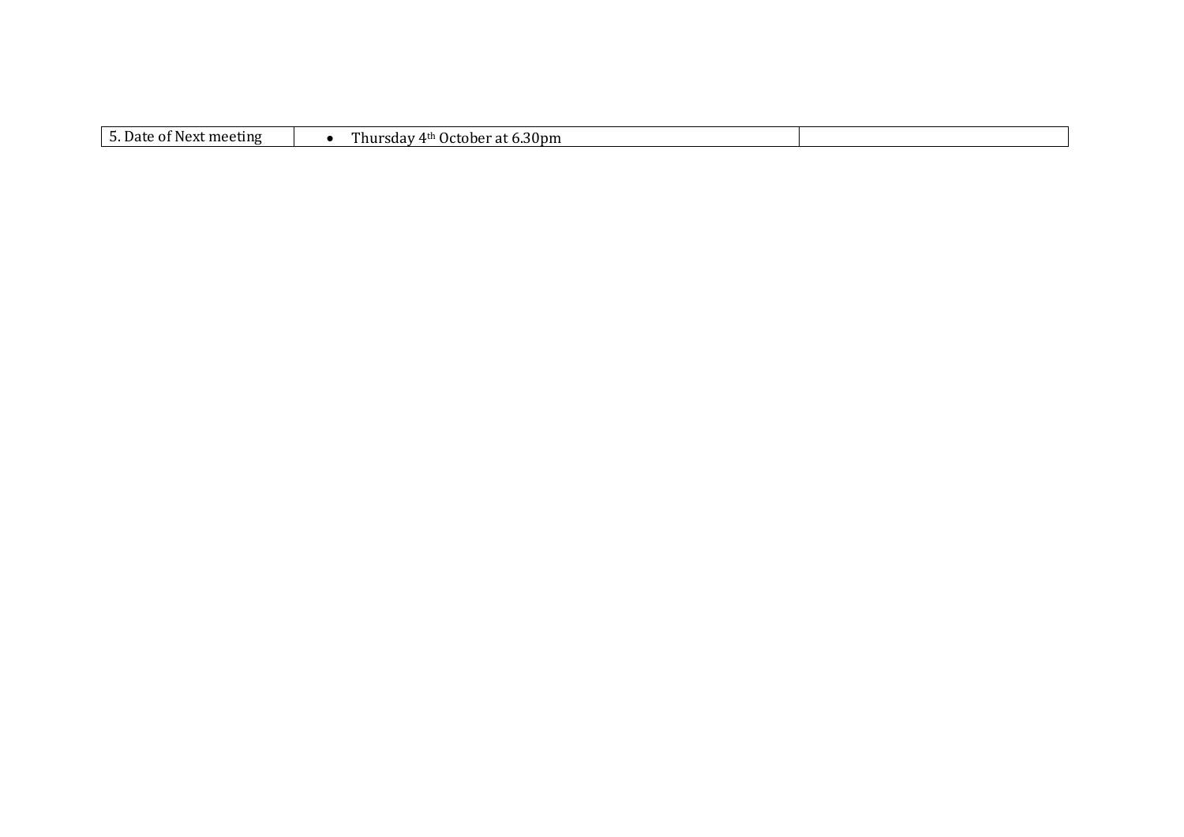| | | |
|---|---|---|
| 5. Date of Next meeting | • Thursday 4th October at 6.30pm | |